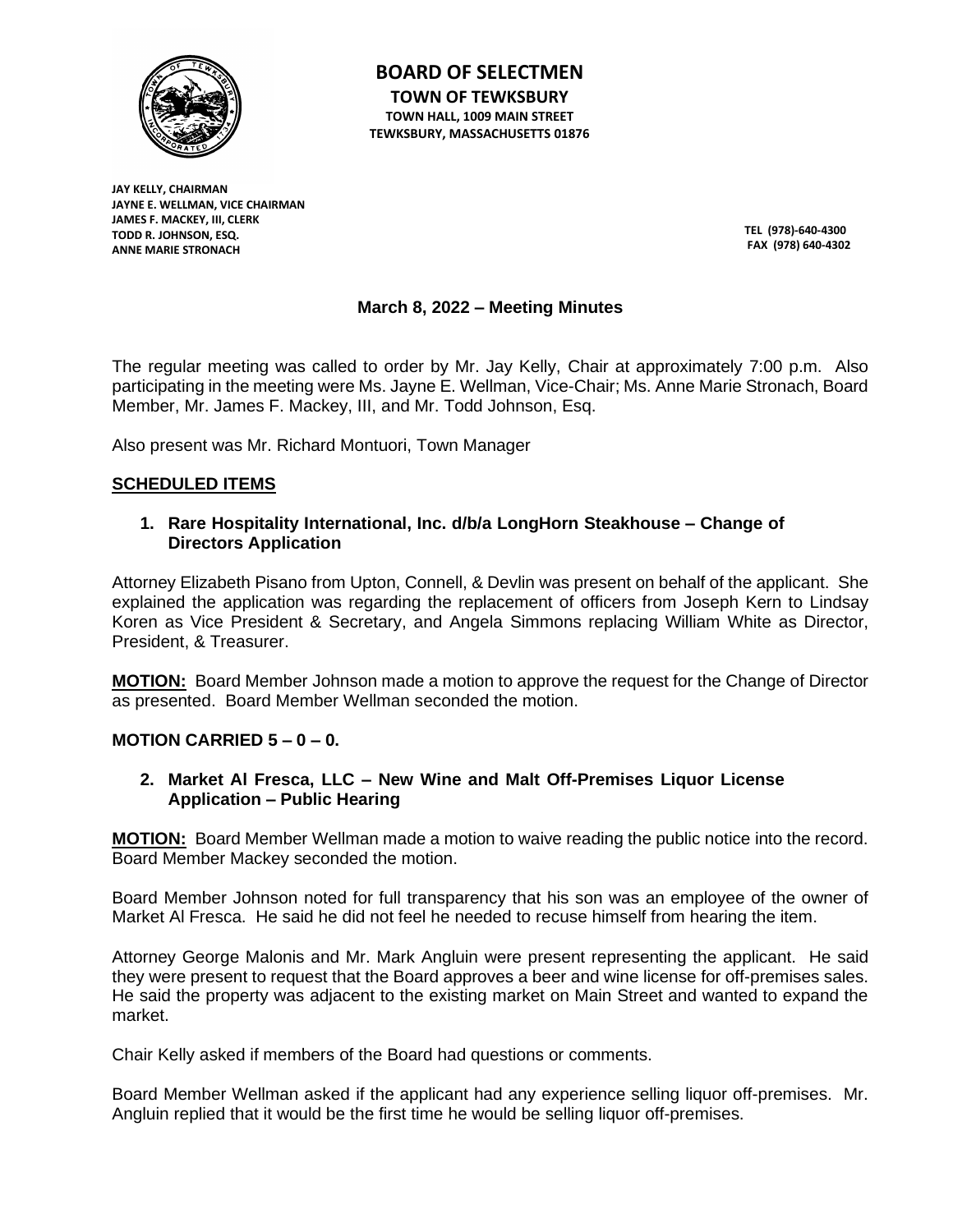# BOARD OF SELECTMEN

**TOWN OF TEWKSBURY**

**TOWN HALL, 1009 MAIN STREET**

**TEWKSBURY, MASSACHUSETTS 01876**

**JAY KELLY, CHAIRMAN**
**JAYNE E. WELLMAN, VICE CHAIRMAN**
**JAMES F. MACKEY, III, CLERK**
**TODD R. JOHNSON, ESQ.**
**ANNE MARIE STRONACH**

**TEL (978)-640-4300**
**FAX (978) 640-4302**

## March 8, 2022 – Meeting Minutes

The regular meeting was called to order by Mr. Jay Kelly, Chair at approximately 7:00 p.m. Also participating in the meeting were Ms. Jayne E. Wellman, Vice-Chair; Ms. Anne Marie Stronach, Board Member, Mr. James F. Mackey, III, and Mr. Todd Johnson, Esq.

Also present was Mr. Richard Montuori, Town Manager

### SCHEDULED ITEMS

**1. Rare Hospitality International, Inc. d/b/a LongHorn Steakhouse – Change of Directors Application**

Attorney Elizabeth Pisano from Upton, Connell, & Devlin was present on behalf of the applicant. She explained the application was regarding the replacement of officers from Joseph Kern to Lindsay Koren as Vice President & Secretary, and Angela Simmons replacing William White as Director, President, & Treasurer.

**MOTION:** Board Member Johnson made a motion to approve the request for the Change of Director as presented. Board Member Wellman seconded the motion.

**MOTION CARRIED 5 – 0 – 0.**

**2. Market Al Fresca, LLC – New Wine and Malt Off-Premises Liquor License Application – Public Hearing**

**MOTION:** Board Member Wellman made a motion to waive reading the public notice into the record. Board Member Mackey seconded the motion.

Board Member Johnson noted for full transparency that his son was an employee of the owner of Market Al Fresca. He said he did not feel he needed to recuse himself from hearing the item.

Attorney George Malonis and Mr. Mark Angluin were present representing the applicant. He said they were present to request that the Board approves a beer and wine license for off-premises sales. He said the property was adjacent to the existing market on Main Street and wanted to expand the market.

Chair Kelly asked if members of the Board had questions or comments.

Board Member Wellman asked if the applicant had any experience selling liquor off-premises. Mr. Angluin replied that it would be the first time he would be selling liquor off-premises.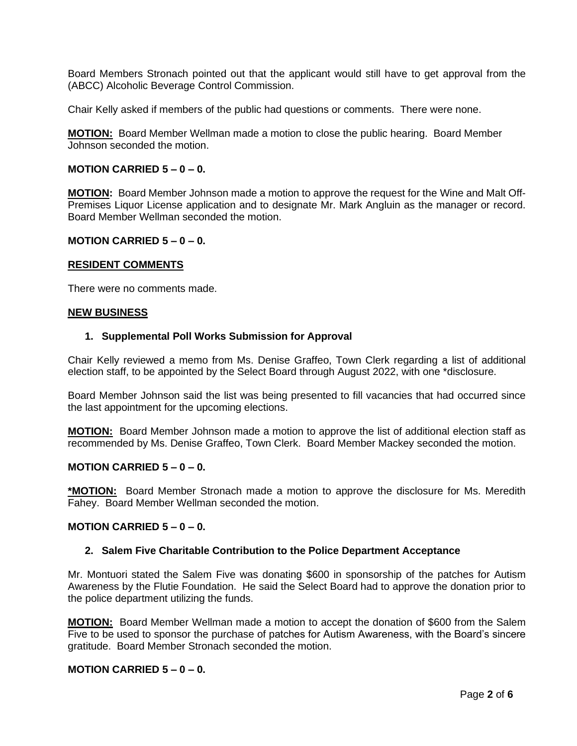Board Members Stronach pointed out that the applicant would still have to get approval from the (ABCC) Alcoholic Beverage Control Commission.

Chair Kelly asked if members of the public had questions or comments. There were none.

**MOTION:** Board Member Wellman made a motion to close the public hearing. Board Member Johnson seconded the motion.

**MOTION CARRIED 5 – 0 – 0.**

**MOTION:** Board Member Johnson made a motion to approve the request for the Wine and Malt Off-Premises Liquor License application and to designate Mr. Mark Angluin as the manager or record. Board Member Wellman seconded the motion.

**MOTION CARRIED 5 – 0 – 0.**

## RESIDENT COMMENTS

There were no comments made.

## NEW BUSINESS

### 1. Supplemental Poll Works Submission for Approval

Chair Kelly reviewed a memo from Ms. Denise Graffeo, Town Clerk regarding a list of additional election staff, to be appointed by the Select Board through August 2022, with one *disclosure.

Board Member Johnson said the list was being presented to fill vacancies that had occurred since the last appointment for the upcoming elections.

**MOTION:** Board Member Johnson made a motion to approve the list of additional election staff as recommended by Ms. Denise Graffeo, Town Clerk. Board Member Mackey seconded the motion.

**MOTION CARRIED 5 – 0 – 0.**

***MOTION:** Board Member Stronach made a motion to approve the disclosure for Ms. Meredith Fahey. Board Member Wellman seconded the motion.

**MOTION CARRIED 5 – 0 – 0.**

### 2. Salem Five Charitable Contribution to the Police Department Acceptance

Mr. Montuori stated the Salem Five was donating $600 in sponsorship of the patches for Autism Awareness by the Flutie Foundation. He said the Select Board had to approve the donation prior to the police department utilizing the funds.

**MOTION:** Board Member Wellman made a motion to accept the donation of $600 from the Salem Five to be used to sponsor the purchase of patches for Autism Awareness, with the Board's sincere gratitude. Board Member Stronach seconded the motion.

**MOTION CARRIED 5 – 0 – 0.**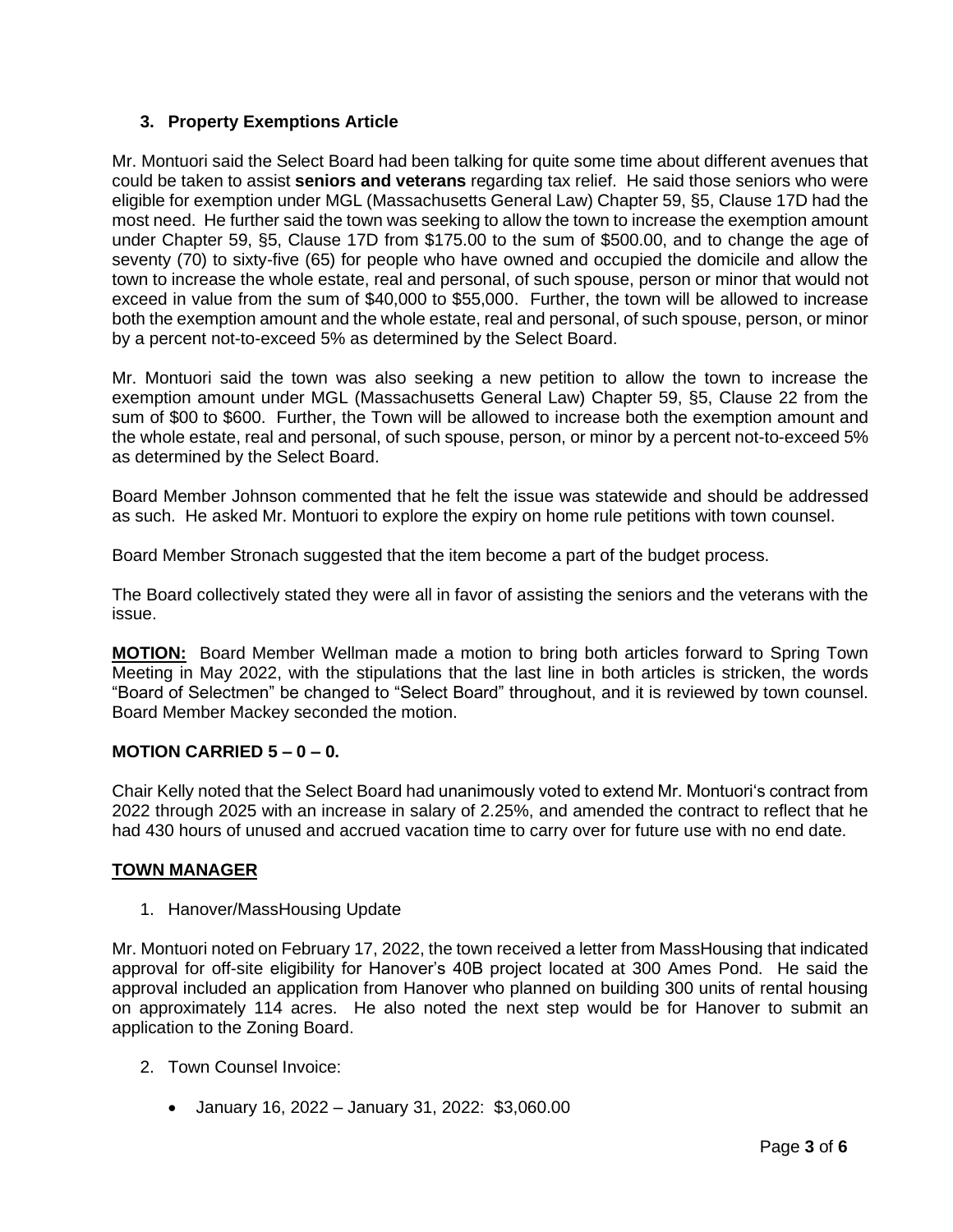## 3. Property Exemptions Article

Mr. Montuori said the Select Board had been talking for quite some time about different avenues that could be taken to assist **seniors and veterans** regarding tax relief. He said those seniors who were eligible for exemption under MGL (Massachusetts General Law) Chapter 59, §5, Clause 17D had the most need. He further said the town was seeking to allow the town to increase the exemption amount under Chapter 59, §5, Clause 17D from $175.00 to the sum of $500.00, and to change the age of seventy (70) to sixty-five (65) for people who have owned and occupied the domicile and allow the town to increase the whole estate, real and personal, of such spouse, person or minor that would not exceed in value from the sum of $40,000 to $55,000. Further, the town will be allowed to increase both the exemption amount and the whole estate, real and personal, of such spouse, person, or minor by a percent not-to-exceed 5% as determined by the Select Board.

Mr. Montuori said the town was also seeking a new petition to allow the town to increase the exemption amount under MGL (Massachusetts General Law) Chapter 59, §5, Clause 22 from the sum of $00 to $600. Further, the Town will be allowed to increase both the exemption amount and the whole estate, real and personal, of such spouse, person, or minor by a percent not-to-exceed 5% as determined by the Select Board.

Board Member Johnson commented that he felt the issue was statewide and should be addressed as such. He asked Mr. Montuori to explore the expiry on home rule petitions with town counsel.

Board Member Stronach suggested that the item become a part of the budget process.

The Board collectively stated they were all in favor of assisting the seniors and the veterans with the issue.

**MOTION:** Board Member Wellman made a motion to bring both articles forward to Spring Town Meeting in May 2022, with the stipulations that the last line in both articles is stricken, the words "Board of Selectmen" be changed to "Select Board" throughout, and it is reviewed by town counsel. Board Member Mackey seconded the motion.

**MOTION CARRIED 5 – 0 – 0.**

Chair Kelly noted that the Select Board had unanimously voted to extend Mr. Montuori's contract from 2022 through 2025 with an increase in salary of 2.25%, and amended the contract to reflect that he had 430 hours of unused and accrued vacation time to carry over for future use with no end date.

## TOWN MANAGER

1. Hanover/MassHousing Update

Mr. Montuori noted on February 17, 2022, the town received a letter from MassHousing that indicated approval for off-site eligibility for Hanover's 40B project located at 300 Ames Pond. He said the approval included an application from Hanover who planned on building 300 units of rental housing on approximately 114 acres. He also noted the next step would be for Hanover to submit an application to the Zoning Board.

2. Town Counsel Invoice:

   - January 16, 2022 – January 31, 2022: $3,060.00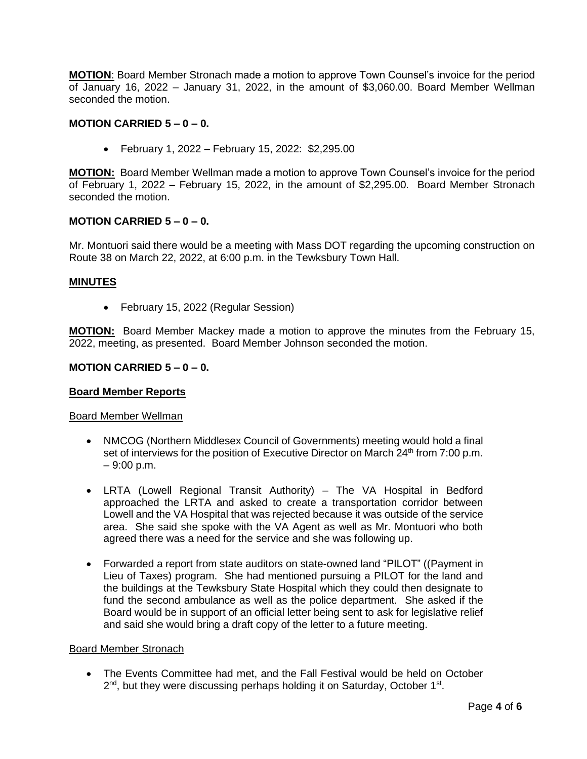**MOTION**: Board Member Stronach made a motion to approve Town Counsel's invoice for the period of January 16, 2022 – January 31, 2022, in the amount of $3,060.00. Board Member Wellman seconded the motion.

**MOTION CARRIED 5 – 0 – 0.**

- February 1, 2022 – February 15, 2022: $2,295.00

**MOTION:** Board Member Wellman made a motion to approve Town Counsel's invoice for the period of February 1, 2022 – February 15, 2022, in the amount of $2,295.00. Board Member Stronach seconded the motion.

**MOTION CARRIED 5 – 0 – 0.**

Mr. Montuori said there would be a meeting with Mass DOT regarding the upcoming construction on Route 38 on March 22, 2022, at 6:00 p.m. in the Tewksbury Town Hall.

**MINUTES**

- February 15, 2022 (Regular Session)

**MOTION:** Board Member Mackey made a motion to approve the minutes from the February 15, 2022, meeting, as presented. Board Member Johnson seconded the motion.

**MOTION CARRIED 5 – 0 – 0.**

**Board Member Reports**

Board Member Wellman

- NMCOG (Northern Middlesex Council of Governments) meeting would hold a final set of interviews for the position of Executive Director on March 24th from 7:00 p.m. – 9:00 p.m.
- LRTA (Lowell Regional Transit Authority) – The VA Hospital in Bedford approached the LRTA and asked to create a transportation corridor between Lowell and the VA Hospital that was rejected because it was outside of the service area. She said she spoke with the VA Agent as well as Mr. Montuori who both agreed there was a need for the service and she was following up.
- Forwarded a report from state auditors on state-owned land "PILOT" ((Payment in Lieu of Taxes) program. She had mentioned pursuing a PILOT for the land and the buildings at the Tewksbury State Hospital which they could then designate to fund the second ambulance as well as the police department. She asked if the Board would be in support of an official letter being sent to ask for legislative relief and said she would bring a draft copy of the letter to a future meeting.

Board Member Stronach

- The Events Committee had met, and the Fall Festival would be held on October 2nd, but they were discussing perhaps holding it on Saturday, October 1st.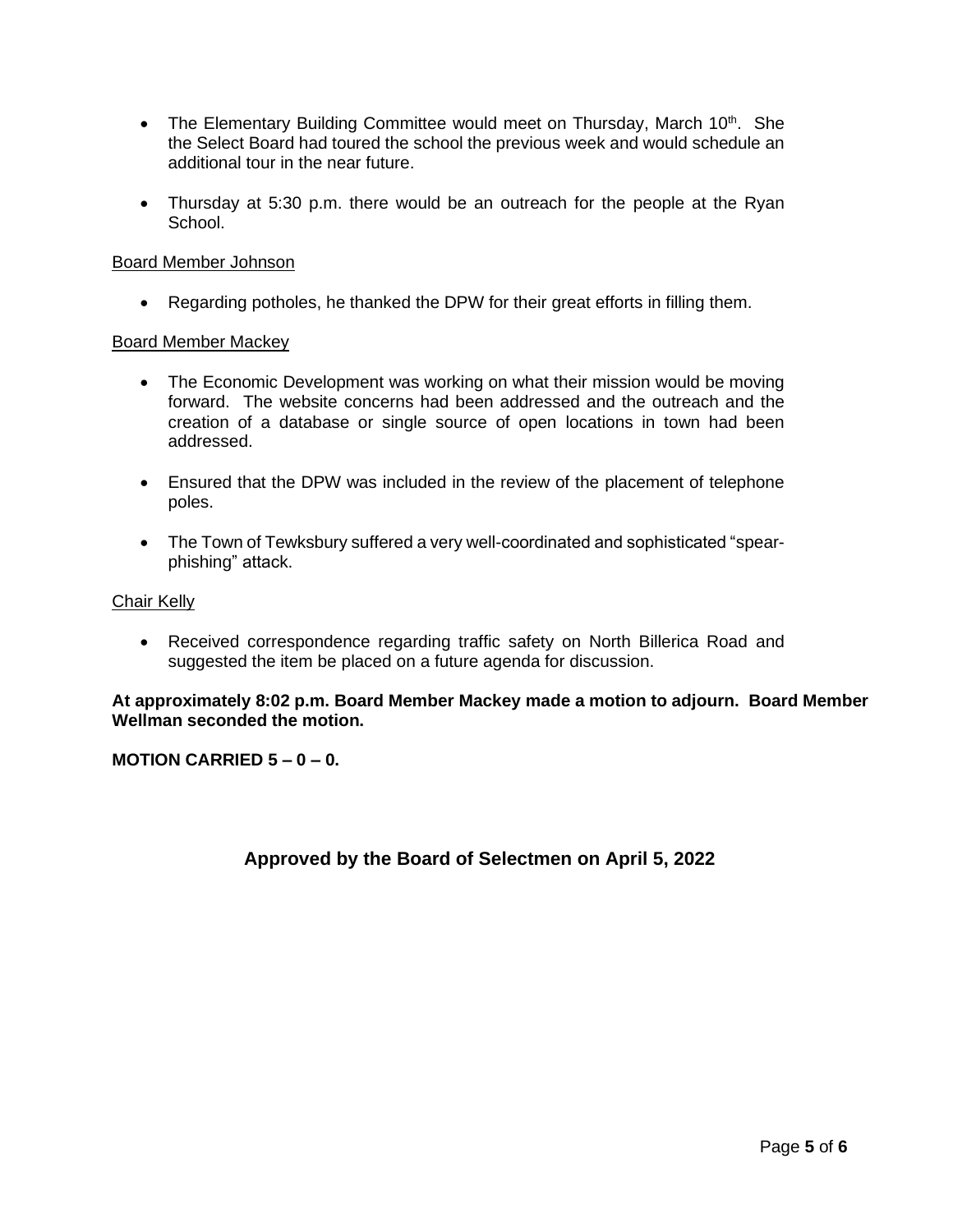- The Elementary Building Committee would meet on Thursday, March 10th. She the Select Board had toured the school the previous week and would schedule an additional tour in the near future.

- Thursday at 5:30 p.m. there would be an outreach for the people at the Ryan School.

Board Member Johnson

- Regarding potholes, he thanked the DPW for their great efforts in filling them.

Board Member Mackey

- The Economic Development was working on what their mission would be moving forward. The website concerns had been addressed and the outreach and the creation of a database or single source of open locations in town had been addressed.

- Ensured that the DPW was included in the review of the placement of telephone poles.

- The Town of Tewksbury suffered a very well-coordinated and sophisticated "spear-phishing" attack.

Chair Kelly

- Received correspondence regarding traffic safety on North Billerica Road and suggested the item be placed on a future agenda for discussion.

**At approximately 8:02 p.m. Board Member Mackey made a motion to adjourn. Board Member Wellman seconded the motion.**

**MOTION CARRIED 5 – 0 – 0.**

**Approved by the Board of Selectmen on April 5, 2022**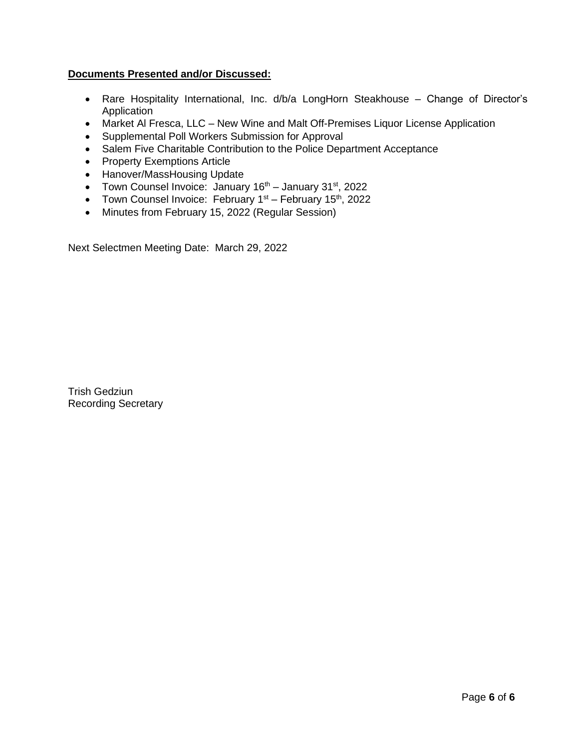**Documents Presented and/or Discussed:**

- Rare Hospitality International, Inc. d/b/a LongHorn Steakhouse – Change of Director's Application
- Market Al Fresca, LLC – New Wine and Malt Off-Premises Liquor License Application
- Supplemental Poll Workers Submission for Approval
- Salem Five Charitable Contribution to the Police Department Acceptance
- Property Exemptions Article
- Hanover/MassHousing Update
- Town Counsel Invoice: January 16th – January 31st, 2022
- Town Counsel Invoice: February 1st – February 15th, 2022
- Minutes from February 15, 2022 (Regular Session)

Next Selectmen Meeting Date: March 29, 2022

Trish Gedziun
Recording Secretary